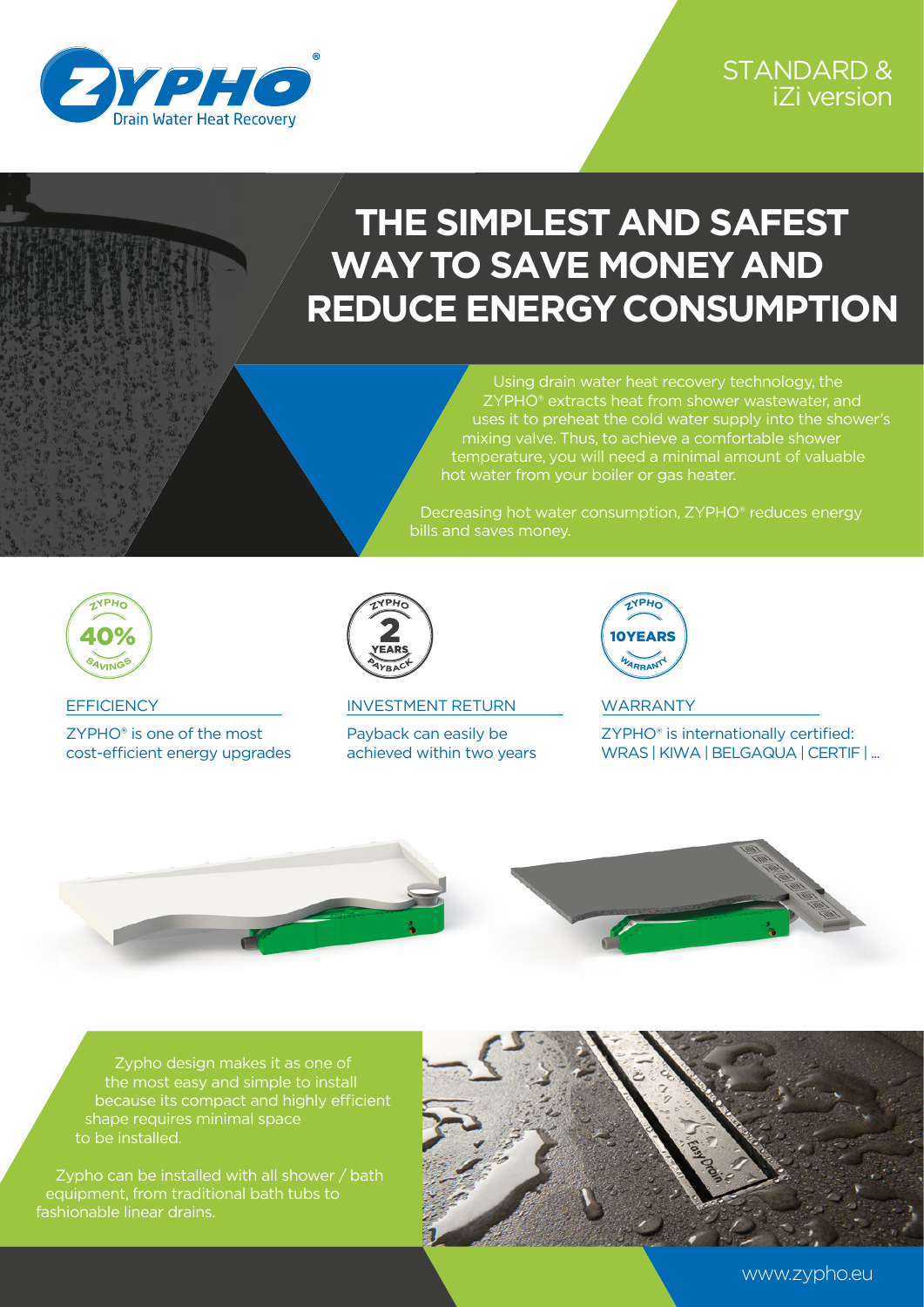ZYPHO®
Drain Water Heat Recovery

STANDARD & iZi version

# THE SIMPLEST AND SAFEST WAY TO SAVE MONEY AND REDUCE ENERGY CONSUMPTION

Using drain water heat recovery technology, the ZYPHO® extracts heat from shower wastewater, and uses it to preheat the cold water supply into the shower's mixing valve. Thus, to achieve a comfortable shower temperature, you will need a minimal amount of valuable hot water from your boiler or gas heater.

Decreasing hot water consumption, ZYPHO® reduces energy bills and saves money.

ZYPHO 40% SAVINGS

## EFFICIENCY

ZYPHO® is one of the most cost-efficient energy upgrades

ZYPHO 2 YEARS PAYBACK

## INVESTMENT RETURN

Payback can easily be achieved within two years

ZYPHO 10YEARS WARRANTY

## WARRANTY

ZYPHO® is internationally certified: WRAS | KIWA | BELGAQUA | CERTIF | ...

Zypho design makes it as one of the most easy and simple to install because its compact and highly efficient shape requires minimal space to be installed.

Zypho can be installed with all shower / bath equipment, from traditional bath tubs to fashionable linear drains.

www.zypho.eu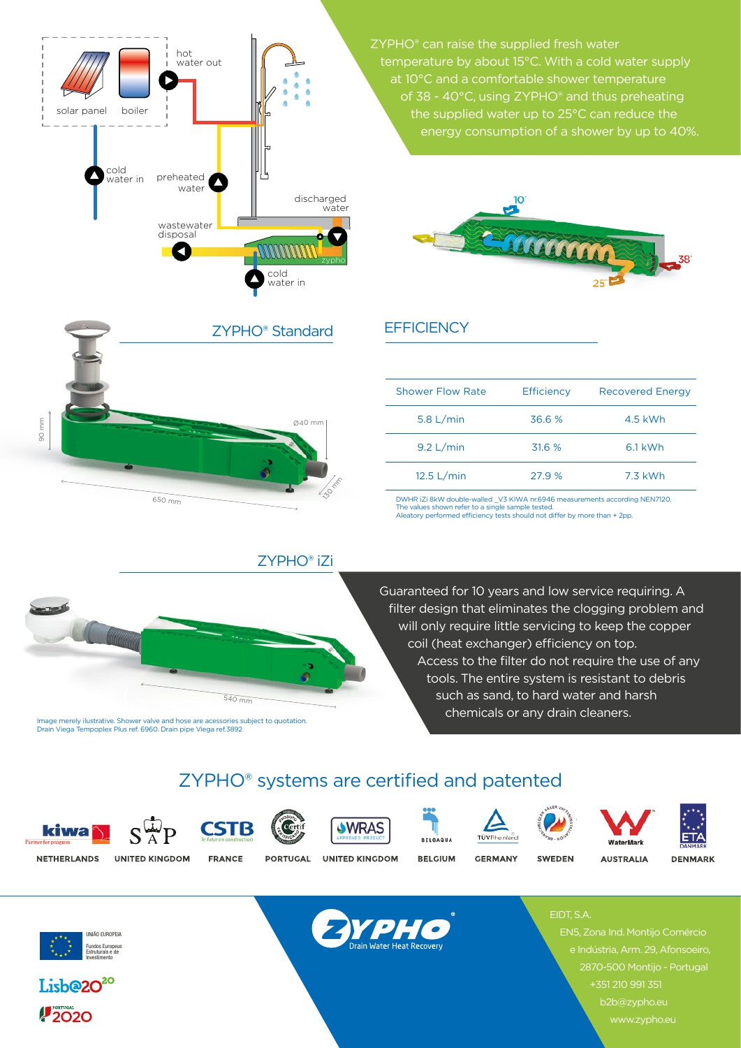solar panel
boiler
hot water out
cold water in
preheated water
discharged water
wastewater disposal
cold water in
zypho

ZYPHO® can raise the supplied fresh water temperature by about 15°C. With a cold water supply at 10°C and a comfortable shower temperature of 38 - 40°C, using ZYPHO® and thus preheating the supplied water up to 25°C can reduce the energy consumption of a shower by up to 40%.

10°
38°
25°

## ZYPHO® Standard

90 mm
Ø40 mm
650 mm
130 mm

## EFFICIENCY

| Shower Flow Rate | Efficiency | Recovered Energy |
|---|---|---|
| 5.8 L/min | 36.6 % | 4.5 kWh |
| 9.2 L/min | 31.6 % | 6.1 kWh |
| 12.5 L/min | 27.9 % | 7.3 kWh |

DWHR iZi 8kW double-walled _V3 KIWA nr.6946 measurements according NEN7120.
The values shown refer to a single sample tested.
Aleatory performed efficiency tests should not differ by more than + 2pp.

## ZYPHO® iZi

540 mm

Image merely illustrative. Shower valve and hose are accessories subject to quotation.
Drain Viega Tempoplex Plus ref. 6960. Drain pipe Viega ref.3892

Guaranteed for 10 years and low service requiring. A filter design that eliminates the clogging problem and will only require little servicing to keep the copper coil (heat exchanger) efficiency on top.
Access to the filter do not require the use of any tools. The entire system is resistant to debris such as sand, to hard water and harsh chemicals or any drain cleaners.

## ZYPHO® systems are certified and patented

NETHERLANDS UNITED KINGDOM FRANCE PORTUGAL UNITED KINGDOM BELGIUM GERMANY SWEDEN AUSTRALIA DENMARK

UNIÃO EUROPEIA
Fundos Europeus Estruturais e de Investimento
Lisb@20[20]
PORTUGAL 2020

ZYPHO®
Drain Water Heat Recovery

EIDT, S.A.
EN5, Zona Ind. Montijo Comércio e Indústria, Arm. 29, Afonsoeiro, 2870-500 Montijo - Portugal
+351 210 991 351
b2b@zypho.eu
www.zypho.eu